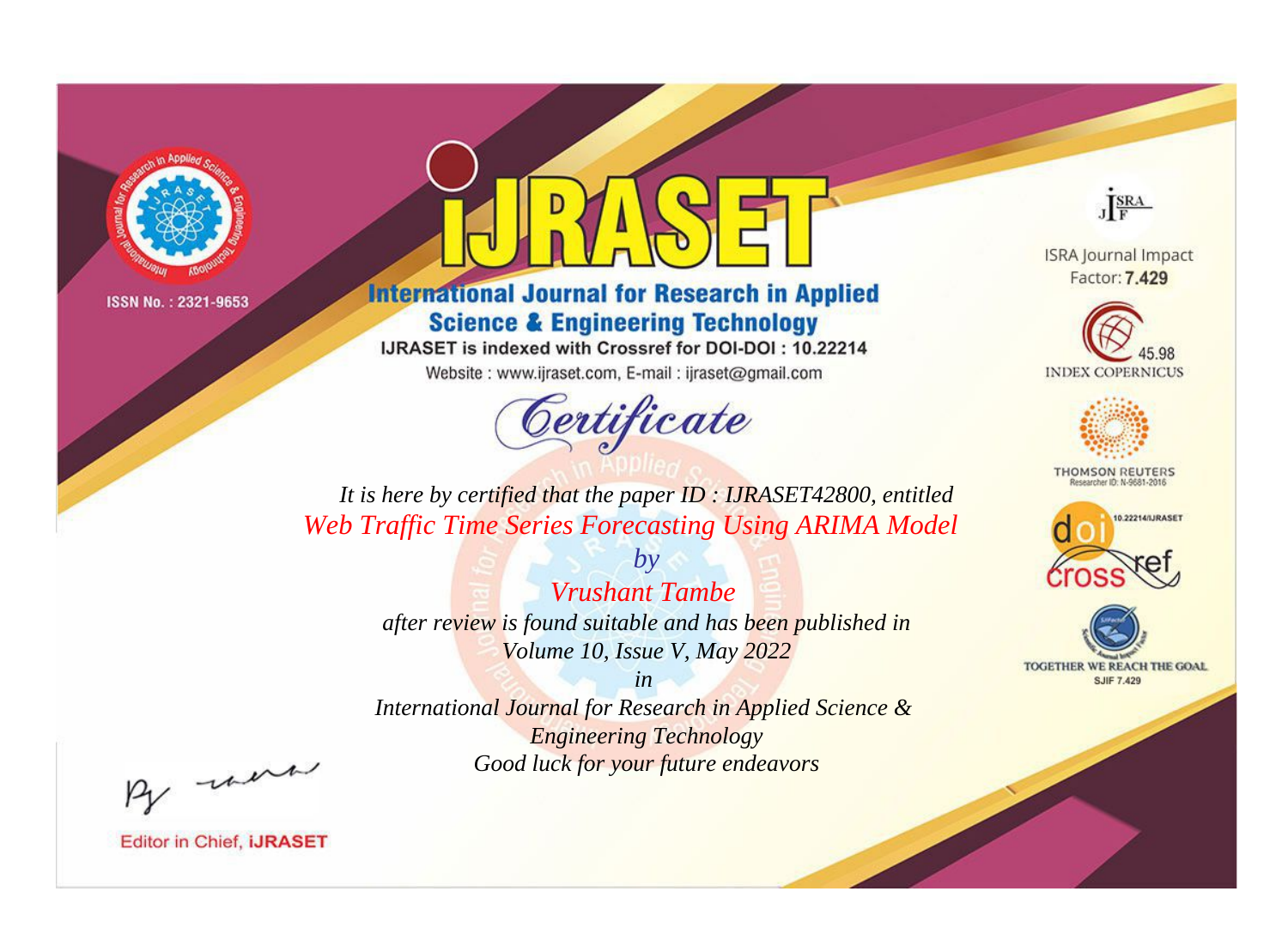ISSN No. : 2321-9653

# iJRASET

## International Journal for Research in Applied Science & Engineering Technology

IJRASET is indexed with Crossref for DOI-DOI : 10.22214

Website : www.ijraset.com, E-mail : ijraset@gmail.com

ISRA Journal Impact Factor: **7.429**

45.98 INDEX COPERNICUS

THOMSON REUTERS Researcher ID: N-9681-2016

10.22214/IJRASET

TOGETHER WE REACH THE GOAL SJIF 7.429

# *Certificate*

*It is here by certified that the paper ID : IJRASET42800, entitled*

*Web Traffic Time Series Forecasting Using ARIMA Model*

*by*

*Vrushant Tambe*

*after review is found suitable and has been published in*

*Volume 10, Issue V, May 2022*

*in*

*International Journal for Research in Applied Science & Engineering Technology*

*Good luck for your future endeavors*

Editor in Chief, iJRASET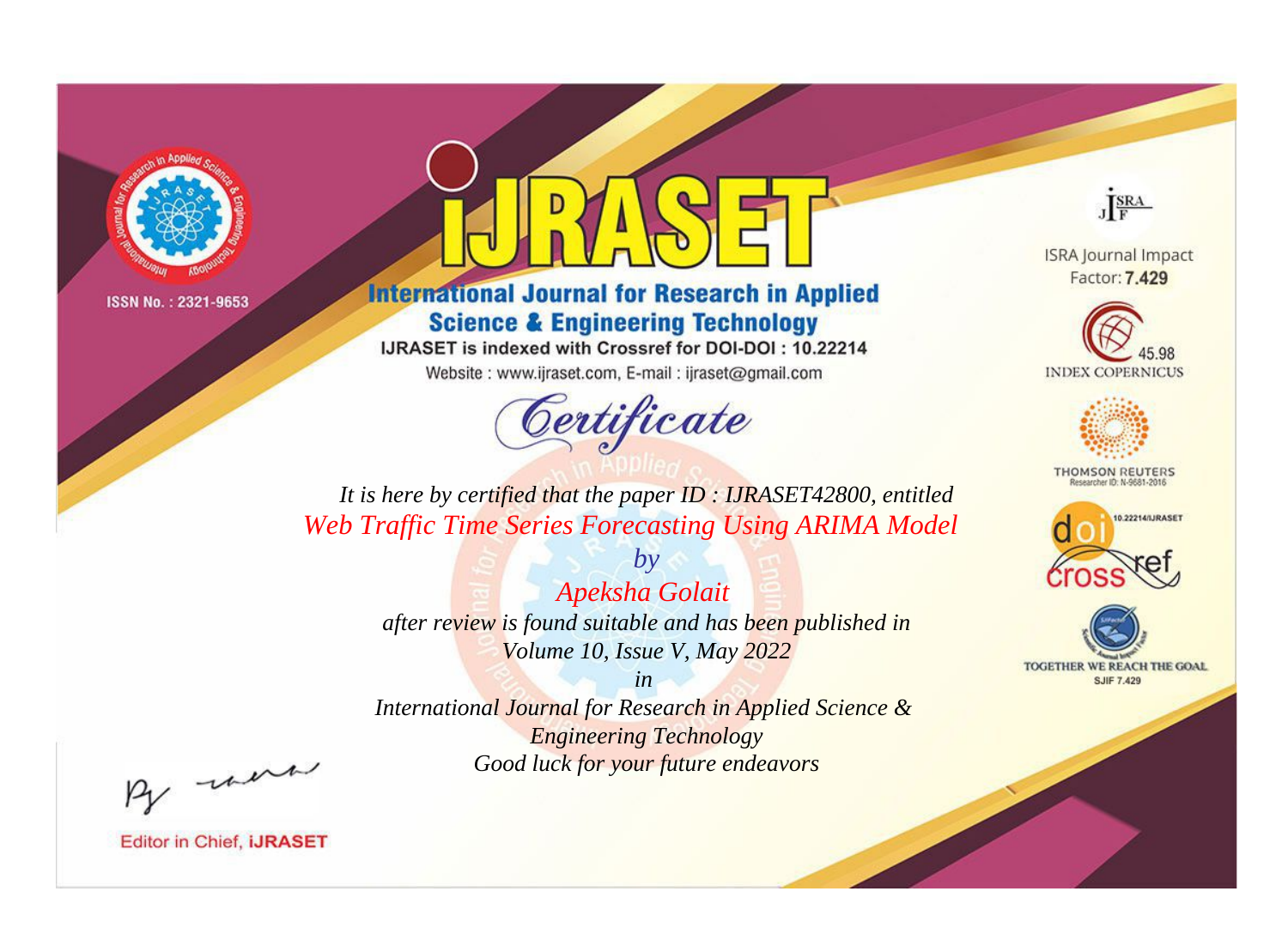ISSN No. : 2321-9653

# iJRASET

## International Journal for Research in Applied Science & Engineering Technology

IJRASET is indexed with Crossref for DOI-DOI : 10.22214

Website : www.ijraset.com, E-mail : ijraset@gmail.com

# Certificate

*It is here by certified that the paper ID : IJRASET42800, entitled*

*Web Traffic Time Series Forecasting Using ARIMA Model*

*by*

*Apeksha Golait*

*after review is found suitable and has been published in*

*Volume 10, Issue V, May 2022*

*in*

*International Journal for Research in Applied Science & Engineering Technology*

*Good luck for your future endeavors*

ISRA Journal Impact Factor: **7.429**

45.98 INDEX COPERNICUS

THOMSON REUTERS Researcher ID: N-9681-2016

10.22214/IJRASET

TOGETHER WE REACH THE GOAL SJIF 7.429

Editor in Chief, **iJRASET**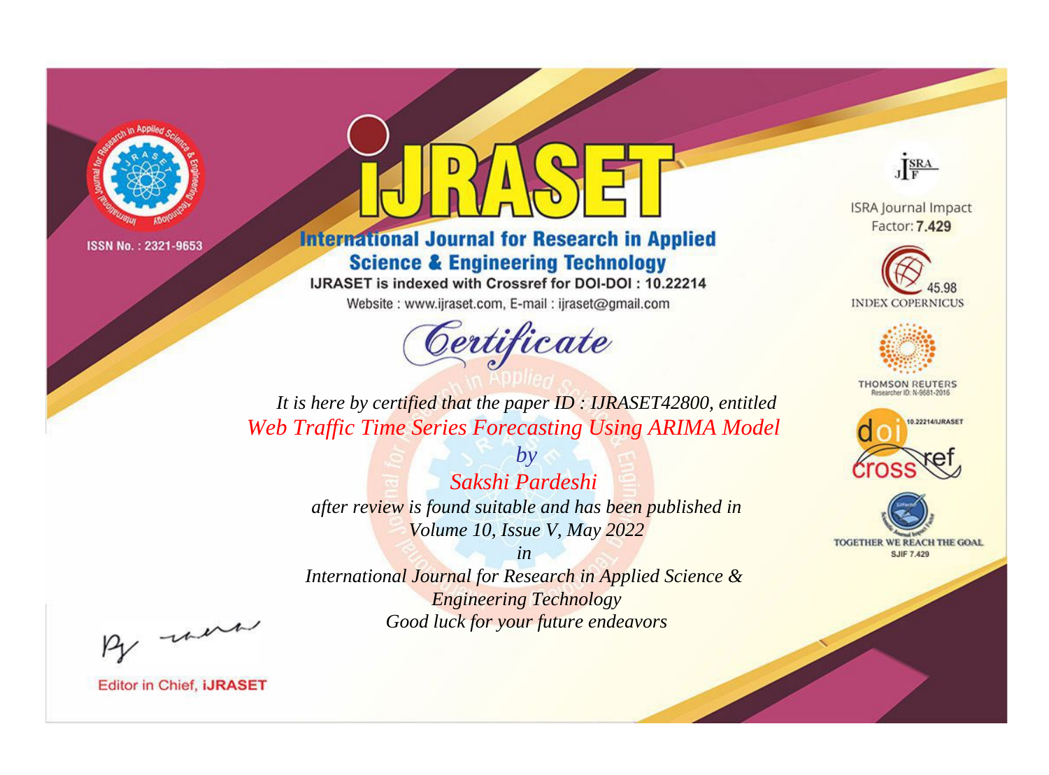ISSN No. : 2321-9653

# iJRASET

## International Journal for Research in Applied Science & Engineering Technology

IJRASET is indexed with Crossref for DOI-DOI : 10.22214

Website : www.ijraset.com, E-mail : ijraset@gmail.com

ISRA Journal Impact Factor: **7.429**

45.98 INDEX COPERNICUS

THOMSON REUTERS Researcher ID: N-9681-2016

10.22214/IJRASET

TOGETHER WE REACH THE GOAL SJIF 7.429

# *Certificate*

*It is here by certified that the paper ID : IJRASET42800, entitled*

*Web Traffic Time Series Forecasting Using ARIMA Model*

*by*

*Sakshi Pardeshi*

*after review is found suitable and has been published in*

*Volume 10, Issue V, May 2022*

*in*

*International Journal for Research in Applied Science & Engineering Technology*

*Good luck for your future endeavors*

Editor in Chief, **iJRASET**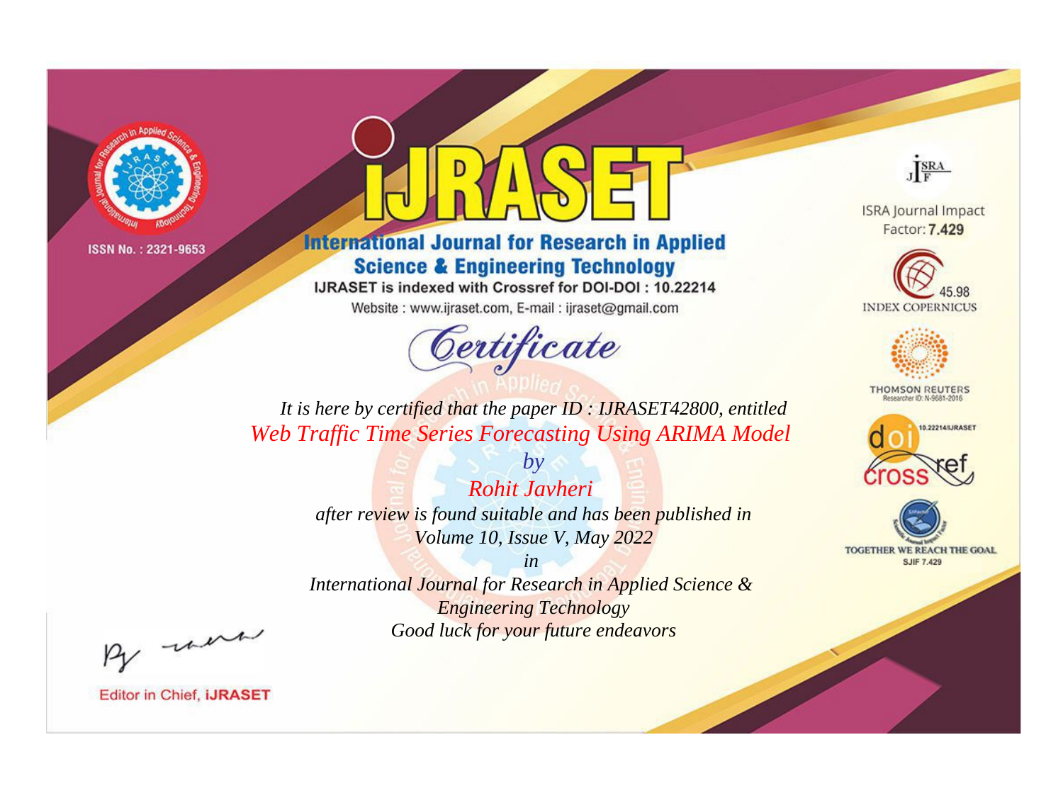ISSN No. : 2321-9653

# iJRASET

## International Journal for Research in Applied Science & Engineering Technology

IJRASET is indexed with Crossref for DOI-DOI : 10.22214

Website : www.ijraset.com, E-mail : ijraset@gmail.com

ISRA Journal Impact Factor: **7.429**

45.98 INDEX COPERNICUS

THOMSON REUTERS Researcher ID: N-9681-2016

10.22214/IJRASET

TOGETHER WE REACH THE GOAL SJIF 7.429

# *Certificate*

*It is here by certified that the paper ID : IJRASET42800, entitled*

*Web Traffic Time Series Forecasting Using ARIMA Model*

*by*

*Rohit Javheri*

*after review is found suitable and has been published in*

*Volume 10, Issue V, May 2022*

*in*

*International Journal for Research in Applied Science & Engineering Technology*

*Good luck for your future endeavors*

Editor in Chief, **iJRASET**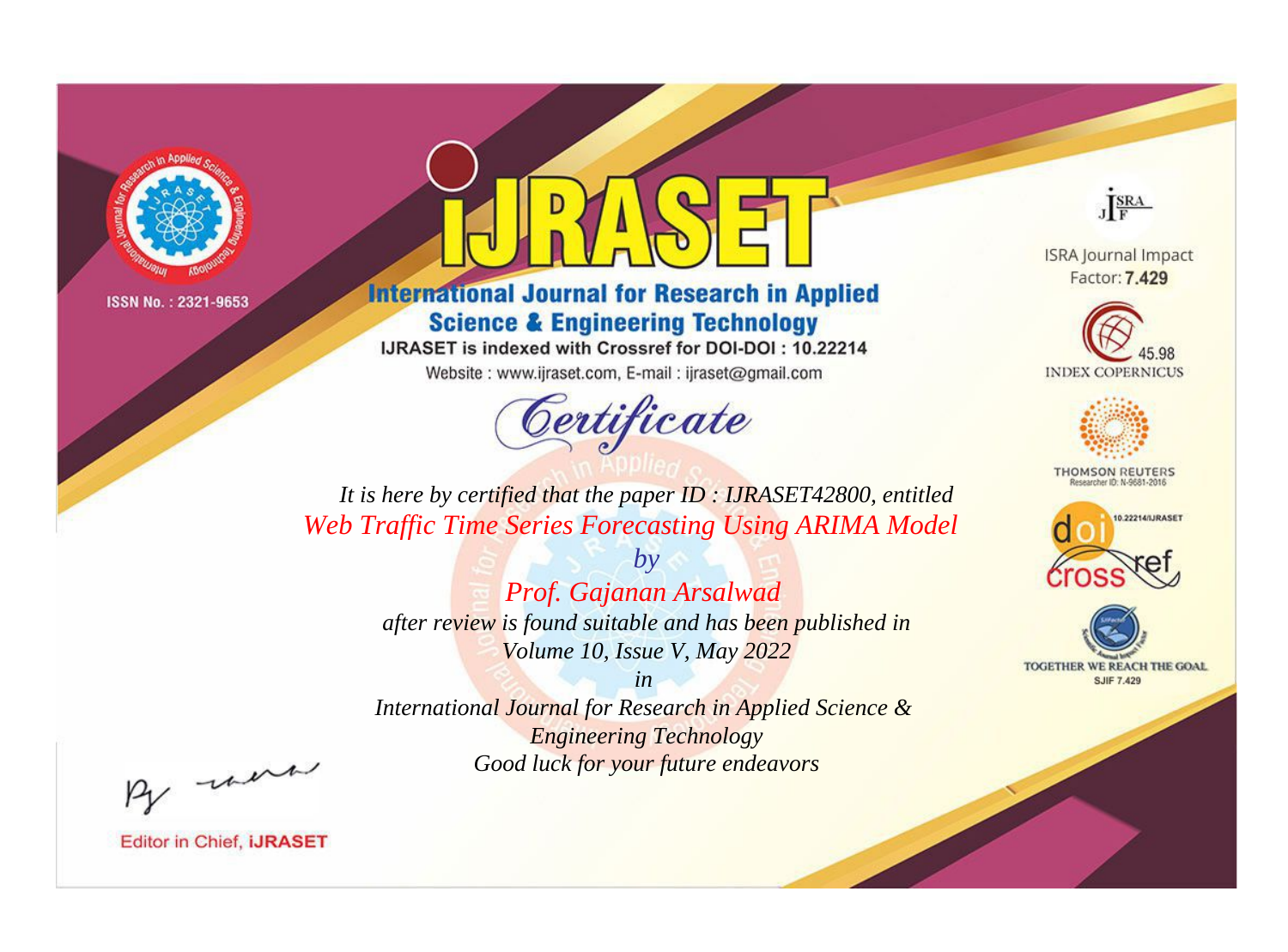ISSN No. : 2321-9653

# IJRASET

## International Journal for Research in Applied Science & Engineering Technology

IJRASET is indexed with Crossref for DOI-DOI : 10.22214

Website : www.ijraset.com, E-mail : ijraset@gmail.com

# Certificate

*It is here by certified that the paper ID : IJRASET42800, entitled*

*Web Traffic Time Series Forecasting Using ARIMA Model*

*by*

*Prof. Gajanan Arsalwad*

*after review is found suitable and has been published in*

*Volume 10, Issue V, May 2022*

*in*

*International Journal for Research in Applied Science & Engineering Technology*

*Good luck for your future endeavors*

ISRA Journal Impact Factor: **7.429**

45.98 INDEX COPERNICUS

THOMSON REUTERS Researcher ID: N-9681-2016

10.22214/IJRASET

TOGETHER WE REACH THE GOAL SJIF 7.429

Editor in Chief, **iJRASET**